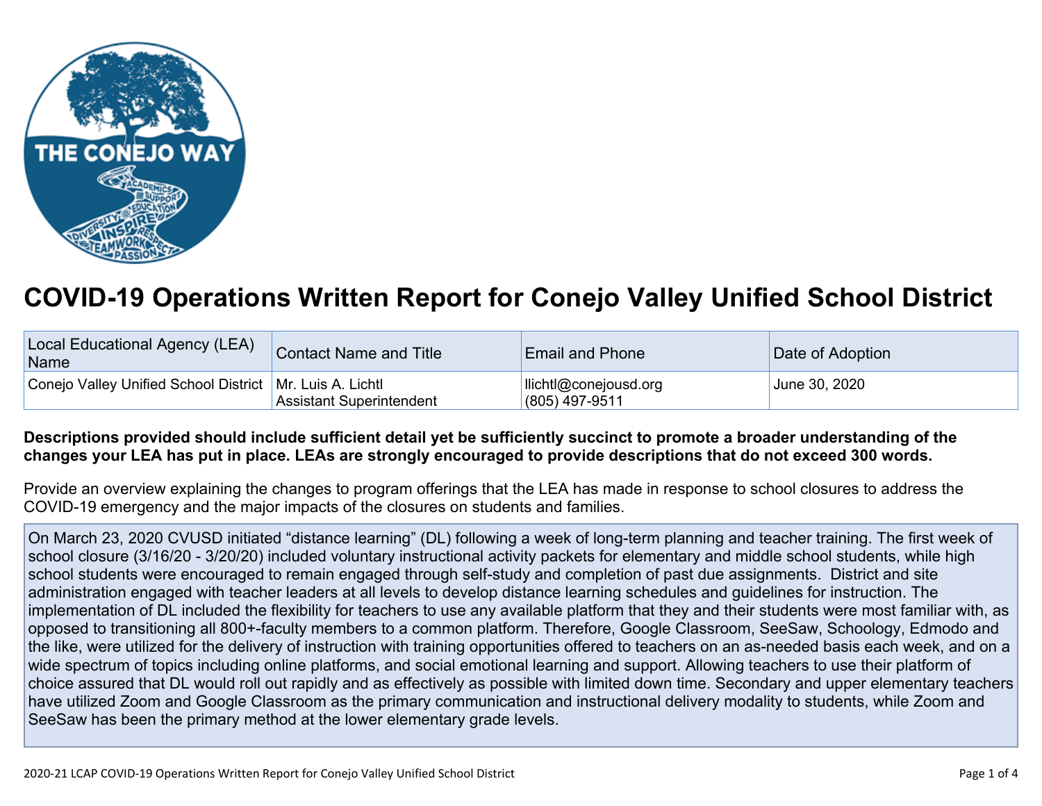# COVID-19 Operations Written Report for Conejo Valley Unified School District

| Local Educational Agency (LEA) Name | Contact Name and Title | Email and Phone | Date of Adoption |
| --- | --- | --- | --- |
| Conejo Valley Unified School District | Mr. Luis A. Lichtl<br>Assistant Superintendent | llichtl@conejousd.org<br>(805) 497-9511 | June 30, 2020 |

**Descriptions provided should include sufficient detail yet be sufficiently succinct to promote a broader understanding of the changes your LEA has put in place. LEAs are strongly encouraged to provide descriptions that do not exceed 300 words.**

Provide an overview explaining the changes to program offerings that the LEA has made in response to school closures to address the COVID-19 emergency and the major impacts of the closures on students and families.

On March 23, 2020 CVUSD initiated "distance learning" (DL) following a week of long-term planning and teacher training. The first week of school closure (3/16/20 - 3/20/20) included voluntary instructional activity packets for elementary and middle school students, while high school students were encouraged to remain engaged through self-study and completion of past due assignments. District and site administration engaged with teacher leaders at all levels to develop distance learning schedules and guidelines for instruction. The implementation of DL included the flexibility for teachers to use any available platform that they and their students were most familiar with, as opposed to transitioning all 800+-faculty members to a common platform. Therefore, Google Classroom, SeeSaw, Schoology, Edmodo and the like, were utilized for the delivery of instruction with training opportunities offered to teachers on an as-needed basis each week, and on a wide spectrum of topics including online platforms, and social emotional learning and support. Allowing teachers to use their platform of choice assured that DL would roll out rapidly and as effectively as possible with limited down time. Secondary and upper elementary teachers have utilized Zoom and Google Classroom as the primary communication and instructional delivery modality to students, while Zoom and SeeSaw has been the primary method at the lower elementary grade levels.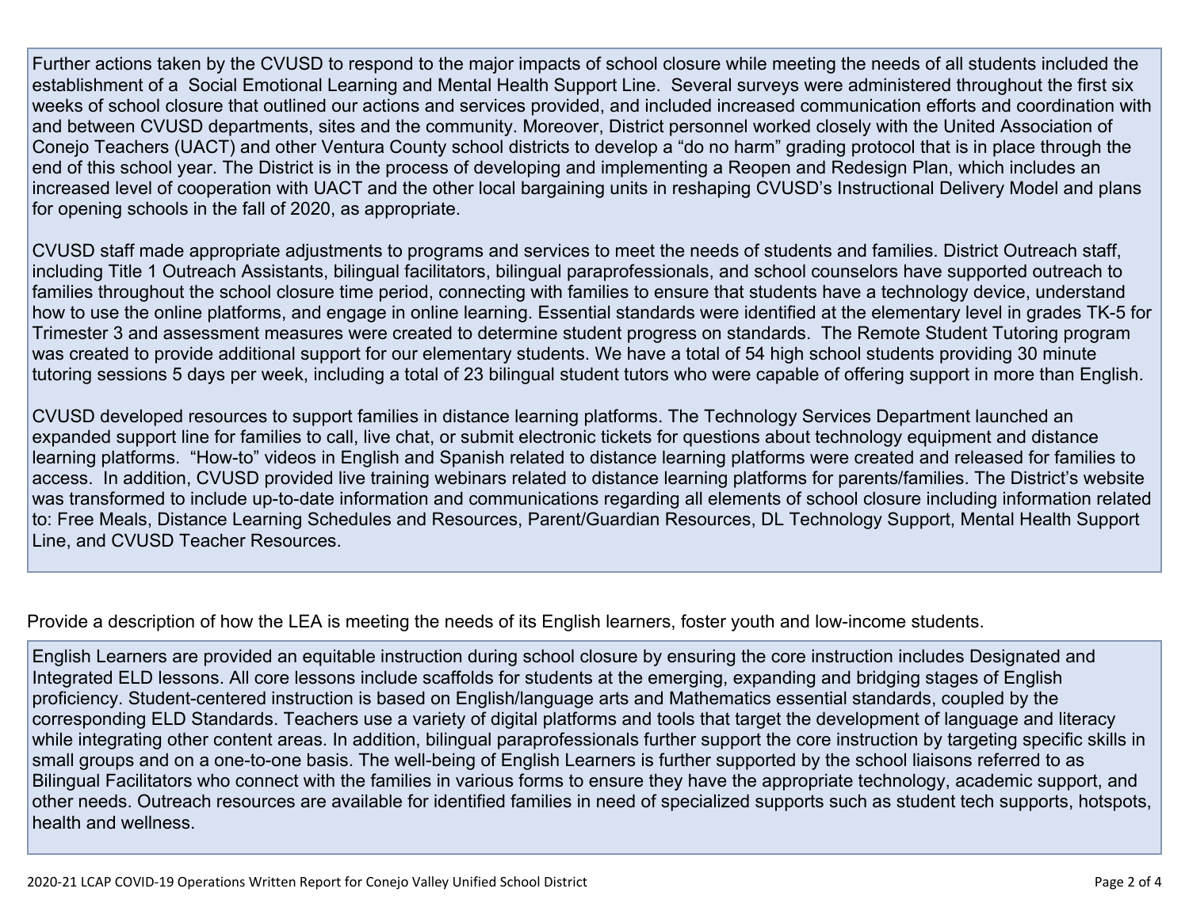Further actions taken by the CVUSD to respond to the major impacts of school closure while meeting the needs of all students included the establishment of a Social Emotional Learning and Mental Health Support Line. Several surveys were administered throughout the first six weeks of school closure that outlined our actions and services provided, and included increased communication efforts and coordination with and between CVUSD departments, sites and the community. Moreover, District personnel worked closely with the United Association of Conejo Teachers (UACT) and other Ventura County school districts to develop a "do no harm" grading protocol that is in place through the end of this school year. The District is in the process of developing and implementing a Reopen and Redesign Plan, which includes an increased level of cooperation with UACT and the other local bargaining units in reshaping CVUSD's Instructional Delivery Model and plans for opening schools in the fall of 2020, as appropriate.

CVUSD staff made appropriate adjustments to programs and services to meet the needs of students and families. District Outreach staff, including Title 1 Outreach Assistants, bilingual facilitators, bilingual paraprofessionals, and school counselors have supported outreach to families throughout the school closure time period, connecting with families to ensure that students have a technology device, understand how to use the online platforms, and engage in online learning. Essential standards were identified at the elementary level in grades TK-5 for Trimester 3 and assessment measures were created to determine student progress on standards. The Remote Student Tutoring program was created to provide additional support for our elementary students. We have a total of 54 high school students providing 30 minute tutoring sessions 5 days per week, including a total of 23 bilingual student tutors who were capable of offering support in more than English.

CVUSD developed resources to support families in distance learning platforms. The Technology Services Department launched an expanded support line for families to call, live chat, or submit electronic tickets for questions about technology equipment and distance learning platforms. "How-to" videos in English and Spanish related to distance learning platforms were created and released for families to access. In addition, CVUSD provided live training webinars related to distance learning platforms for parents/families. The District's website was transformed to include up-to-date information and communications regarding all elements of school closure including information related to: Free Meals, Distance Learning Schedules and Resources, Parent/Guardian Resources, DL Technology Support, Mental Health Support Line, and CVUSD Teacher Resources.

Provide a description of how the LEA is meeting the needs of its English learners, foster youth and low-income students.

English Learners are provided an equitable instruction during school closure by ensuring the core instruction includes Designated and Integrated ELD lessons. All core lessons include scaffolds for students at the emerging, expanding and bridging stages of English proficiency. Student-centered instruction is based on English/language arts and Mathematics essential standards, coupled by the corresponding ELD Standards. Teachers use a variety of digital platforms and tools that target the development of language and literacy while integrating other content areas. In addition, bilingual paraprofessionals further support the core instruction by targeting specific skills in small groups and on a one-to-one basis. The well-being of English Learners is further supported by the school liaisons referred to as Bilingual Facilitators who connect with the families in various forms to ensure they have the appropriate technology, academic support, and other needs. Outreach resources are available for identified families in need of specialized supports such as student tech supports, hotspots, health and wellness.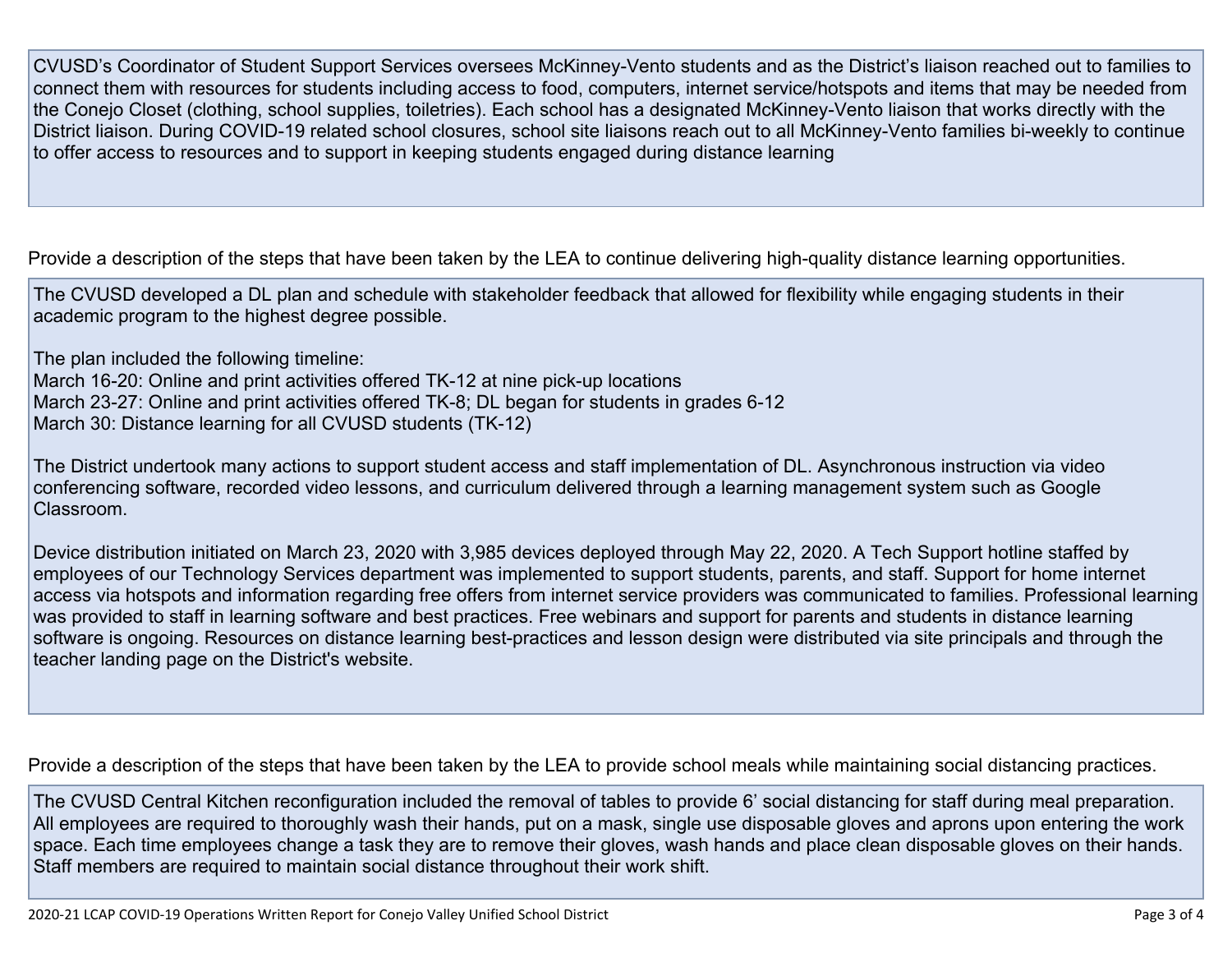CVUSD's Coordinator of Student Support Services oversees McKinney-Vento students and as the District's liaison reached out to families to connect them with resources for students including access to food, computers, internet service/hotspots and items that may be needed from the Conejo Closet (clothing, school supplies, toiletries). Each school has a designated McKinney-Vento liaison that works directly with the District liaison. During COVID-19 related school closures, school site liaisons reach out to all McKinney-Vento families bi-weekly to continue to offer access to resources and to support in keeping students engaged during distance learning

Provide a description of the steps that have been taken by the LEA to continue delivering high-quality distance learning opportunities.

The CVUSD developed a DL plan and schedule with stakeholder feedback that allowed for flexibility while engaging students in their academic program to the highest degree possible.

The plan included the following timeline:
March 16-20: Online and print activities offered TK-12 at nine pick-up locations
March 23-27: Online and print activities offered TK-8; DL began for students in grades 6-12
March 30: Distance learning for all CVUSD students (TK-12)

The District undertook many actions to support student access and staff implementation of DL. Asynchronous instruction via video conferencing software, recorded video lessons, and curriculum delivered through a learning management system such as Google Classroom.

Device distribution initiated on March 23, 2020 with 3,985 devices deployed through May 22, 2020. A Tech Support hotline staffed by employees of our Technology Services department was implemented to support students, parents, and staff. Support for home internet access via hotspots and information regarding free offers from internet service providers was communicated to families. Professional learning was provided to staff in learning software and best practices. Free webinars and support for parents and students in distance learning software is ongoing. Resources on distance learning best-practices and lesson design were distributed via site principals and through the teacher landing page on the District's website.

Provide a description of the steps that have been taken by the LEA to provide school meals while maintaining social distancing practices.

The CVUSD Central Kitchen reconfiguration included the removal of tables to provide 6' social distancing for staff during meal preparation. All employees are required to thoroughly wash their hands, put on a mask, single use disposable gloves and aprons upon entering the work space. Each time employees change a task they are to remove their gloves, wash hands and place clean disposable gloves on their hands. Staff members are required to maintain social distance throughout their work shift.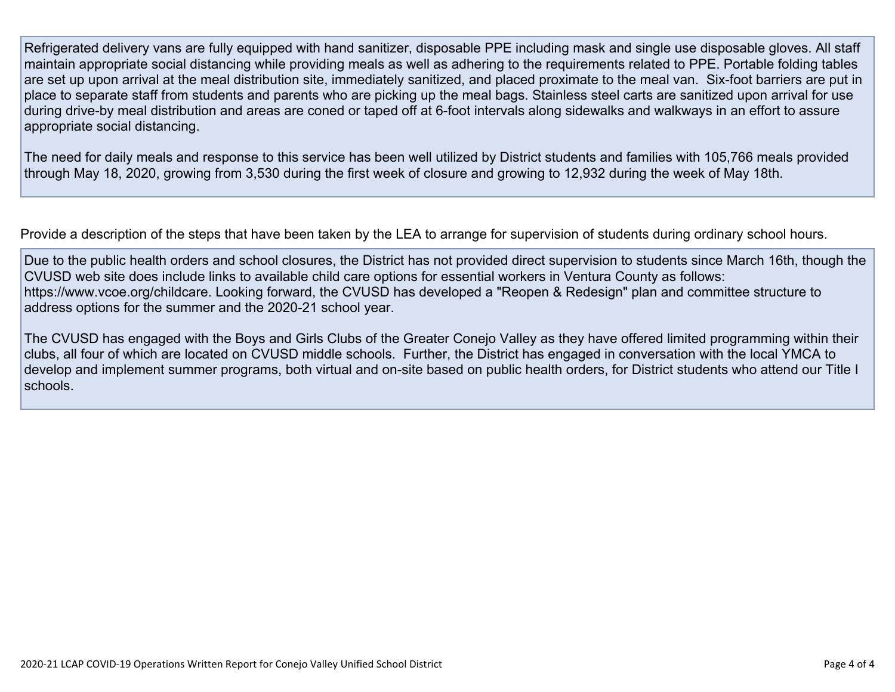Refrigerated delivery vans are fully equipped with hand sanitizer, disposable PPE including mask and single use disposable gloves. All staff maintain appropriate social distancing while providing meals as well as adhering to the requirements related to PPE. Portable folding tables are set up upon arrival at the meal distribution site, immediately sanitized, and placed proximate to the meal van. Six-foot barriers are put in place to separate staff from students and parents who are picking up the meal bags. Stainless steel carts are sanitized upon arrival for use during drive-by meal distribution and areas are coned or taped off at 6-foot intervals along sidewalks and walkways in an effort to assure appropriate social distancing.

The need for daily meals and response to this service has been well utilized by District students and families with 105,766 meals provided through May 18, 2020, growing from 3,530 during the first week of closure and growing to 12,932 during the week of May 18th.

Provide a description of the steps that have been taken by the LEA to arrange for supervision of students during ordinary school hours.

Due to the public health orders and school closures, the District has not provided direct supervision to students since March 16th, though the CVUSD web site does include links to available child care options for essential workers in Ventura County as follows: https://www.vcoe.org/childcare. Looking forward, the CVUSD has developed a "Reopen & Redesign" plan and committee structure to address options for the summer and the 2020-21 school year.

The CVUSD has engaged with the Boys and Girls Clubs of the Greater Conejo Valley as they have offered limited programming within their clubs, all four of which are located on CVUSD middle schools. Further, the District has engaged in conversation with the local YMCA to develop and implement summer programs, both virtual and on-site based on public health orders, for District students who attend our Title I schools.